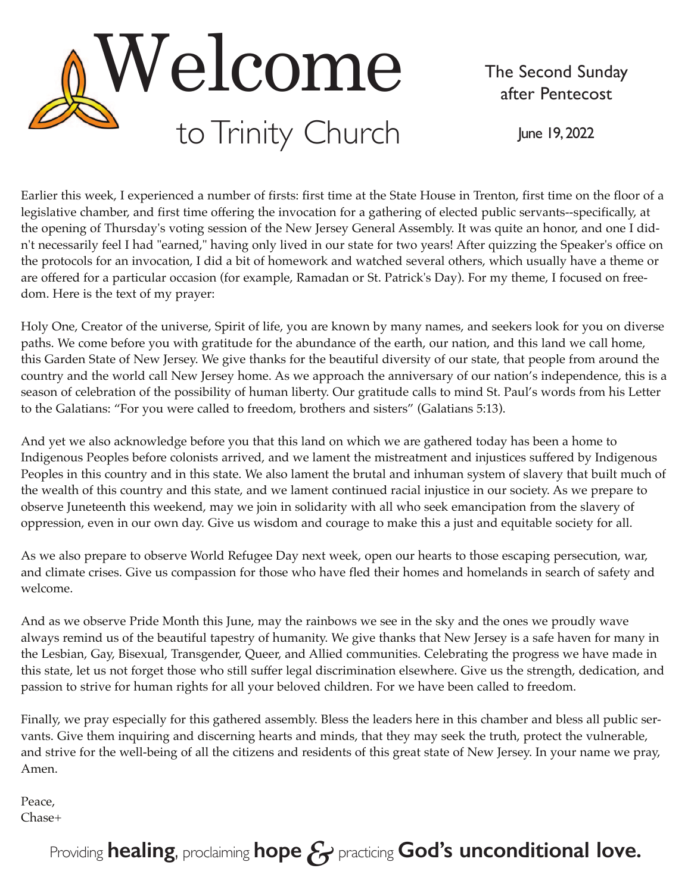# Welcome
## to Trinity Church

The Second Sunday after Pentecost

June 19, 2022

Earlier this week, I experienced a number of firsts: first time at the State House in Trenton, first time on the floor of a legislative chamber, and first time offering the invocation for a gathering of elected public servants--specifically, at the opening of Thursday's voting session of the New Jersey General Assembly. It was quite an honor, and one I didn't necessarily feel I had "earned," having only lived in our state for two years! After quizzing the Speaker's office on the protocols for an invocation, I did a bit of homework and watched several others, which usually have a theme or are offered for a particular occasion (for example, Ramadan or St. Patrick's Day). For my theme, I focused on freedom. Here is the text of my prayer:

Holy One, Creator of the universe, Spirit of life, you are known by many names, and seekers look for you on diverse paths. We come before you with gratitude for the abundance of the earth, our nation, and this land we call home, this Garden State of New Jersey. We give thanks for the beautiful diversity of our state, that people from around the country and the world call New Jersey home. As we approach the anniversary of our nation's independence, this is a season of celebration of the possibility of human liberty. Our gratitude calls to mind St. Paul's words from his Letter to the Galatians: "For you were called to freedom, brothers and sisters" (Galatians 5:13).

And yet we also acknowledge before you that this land on which we are gathered today has been a home to Indigenous Peoples before colonists arrived, and we lament the mistreatment and injustices suffered by Indigenous Peoples in this country and in this state. We also lament the brutal and inhuman system of slavery that built much of the wealth of this country and this state, and we lament continued racial injustice in our society. As we prepare to observe Juneteenth this weekend, may we join in solidarity with all who seek emancipation from the slavery of oppression, even in our own day. Give us wisdom and courage to make this a just and equitable society for all.

As we also prepare to observe World Refugee Day next week, open our hearts to those escaping persecution, war, and climate crises. Give us compassion for those who have fled their homes and homelands in search of safety and welcome.

And as we observe Pride Month this June, may the rainbows we see in the sky and the ones we proudly wave always remind us of the beautiful tapestry of humanity. We give thanks that New Jersey is a safe haven for many in the Lesbian, Gay, Bisexual, Transgender, Queer, and Allied communities. Celebrating the progress we have made in this state, let us not forget those who still suffer legal discrimination elsewhere. Give us the strength, dedication, and passion to strive for human rights for all your beloved children. For we have been called to freedom.

Finally, we pray especially for this gathered assembly. Bless the leaders here in this chamber and bless all public servants. Give them inquiring and discerning hearts and minds, that they may seek the truth, protect the vulnerable, and strive for the well-being of all the citizens and residents of this great state of New Jersey. In your name we pray, Amen.

Peace,
Chase+

Providing **healing**, proclaiming **hope** & practicing **God's unconditional love.**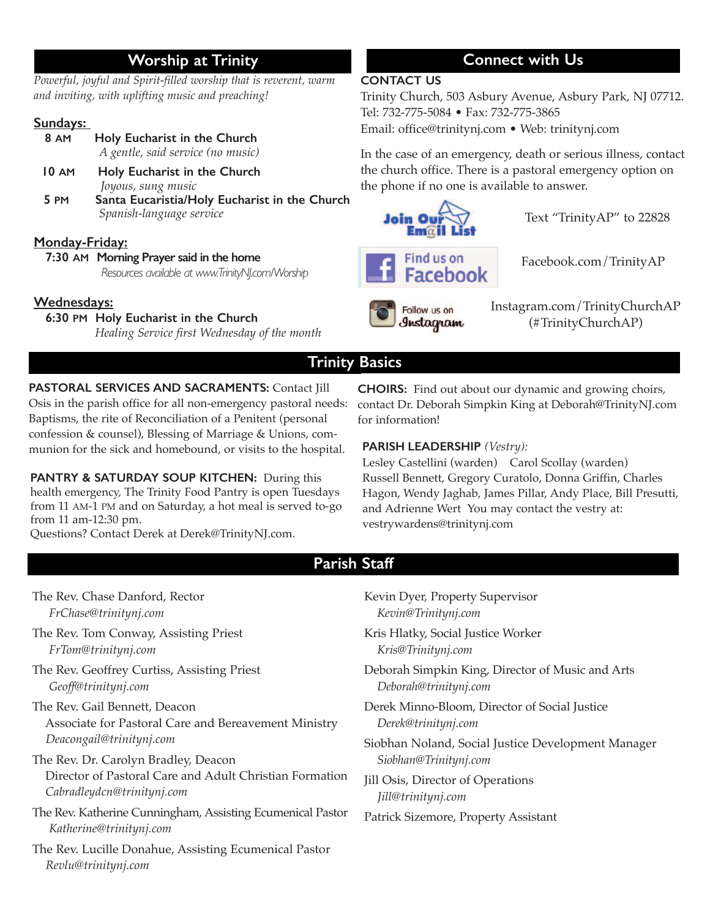## Worship at Trinity

*Powerful, joyful and Spirit-filled worship that is reverent, warm and inviting, with uplifting music and preaching!*

**Sundays:**

**8 AM** **Holy Eucharist in the Church**
*A gentle, said service (no music)*

**10 AM** **Holy Eucharist in the Church**
*Joyous, sung music*

**5 PM** **Santa Eucaristia/Holy Eucharist in the Church**
*Spanish-language service*

**Monday-Friday:**

**7:30 AM** **Morning Prayer said in the home**
*Resources available at www.TrinityNJ.com/Worship*

**Wednesdays:**

**6:30 PM** **Holy Eucharist in the Church**
*Healing Service first Wednesday of the month*

## Connect with Us

**CONTACT US**

Trinity Church, 503 Asbury Avenue, Asbury Park, NJ 07712.
Tel: 732-775-5084 • Fax: 732-775-3865
Email: office@trinitynj.com • Web: trinitynj.com

In the case of an emergency, death or serious illness, contact the church office. There is a pastoral emergency option on the phone if no one is available to answer.

Join Our Email List — Text "TrinityAP" to 22828

Find us on Facebook — Facebook.com/TrinityAP

Follow us on Instagram — Instagram.com/TrinityChurchAP (#TrinityChurchAP)

## Trinity Basics

**PASTORAL SERVICES AND SACRAMENTS:** Contact Jill Osis in the parish office for all non-emergency pastoral needs: Baptisms, the rite of Reconciliation of a Penitent (personal confession & counsel), Blessing of Marriage & Unions, communion for the sick and homebound, or visits to the hospital.

**PANTRY & SATURDAY SOUP KITCHEN:** During this health emergency, The Trinity Food Pantry is open Tuesdays from 11 AM-1 PM and on Saturday, a hot meal is served to-go from 11 am-12:30 pm.
Questions? Contact Derek at Derek@TrinityNJ.com.

**CHOIRS:** Find out about our dynamic and growing choirs, contact Dr. Deborah Simpkin King at Deborah@TrinityNJ.com for information!

**PARISH LEADERSHIP** *(Vestry):*
Lesley Castellini (warden) Carol Scollay (warden)
Russell Bennett, Gregory Curatolo, Donna Griffin, Charles Hagon, Wendy Jaghab, James Pillar, Andy Place, Bill Presutti, and Adrienne Wert You may contact the vestry at: vestrywardens@trinitynj.com

## Parish Staff

The Rev. Chase Danford, Rector
*FrChase@trinitynj.com*

The Rev. Tom Conway, Assisting Priest
*FrTom@trinitynj.com*

The Rev. Geoffrey Curtiss, Assisting Priest
*Geoff@trinitynj.com*

The Rev. Gail Bennett, Deacon
Associate for Pastoral Care and Bereavement Ministry
*Deacongail@trinitynj.com*

The Rev. Dr. Carolyn Bradley, Deacon
Director of Pastoral Care and Adult Christian Formation
*Cabradleydcn@trinitynj.com*

The Rev. Katherine Cunningham, Assisting Ecumenical Pastor
*Katherine@trinitynj.com*

The Rev. Lucille Donahue, Assisting Ecumenical Pastor
*Revlu@trinitynj.com*

Kevin Dyer, Property Supervisor
*Kevin@Trinitynj.com*

Kris Hlatky, Social Justice Worker
*Kris@Trinitynj.com*

Deborah Simpkin King, Director of Music and Arts
*Deborah@trinitynj.com*

Derek Minno-Bloom, Director of Social Justice
*Derek@trinitynj.com*

Siobhan Noland, Social Justice Development Manager
*Siobhan@Trinitynj.com*

Jill Osis, Director of Operations
*Jill@trinitynj.com*

Patrick Sizemore, Property Assistant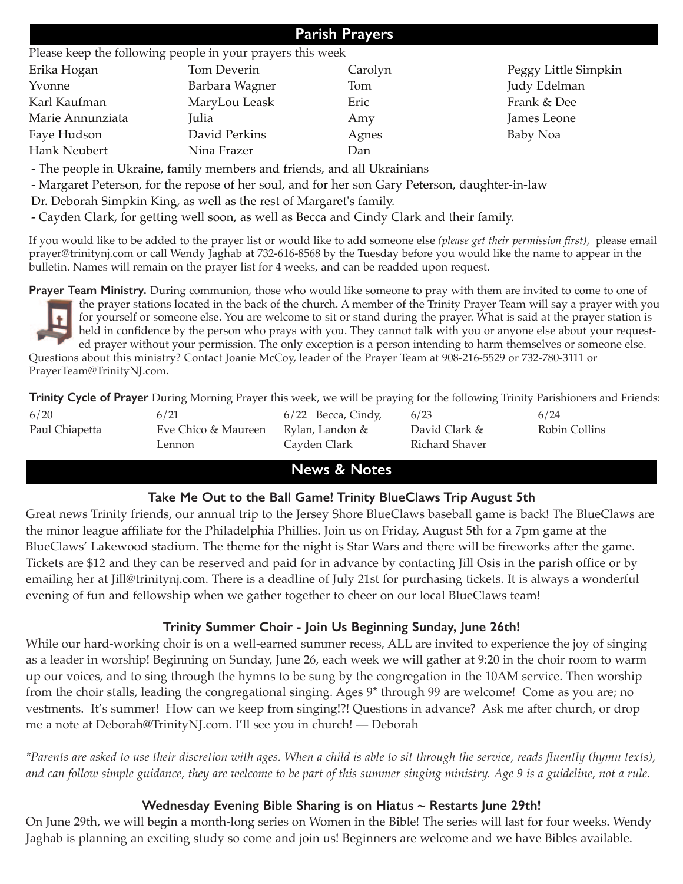## Parish Prayers

Please keep the following people in your prayers this week

| | | | |
|---|---|---|---|
| Erika Hogan | Tom Deverin | Carolyn | Peggy Little Simpkin |
| Yvonne | Barbara Wagner | Tom | Judy Edelman |
| Karl Kaufman | MaryLou Leask | Eric | Frank & Dee |
| Marie Annunziata | Julia | Amy | James Leone |
| Faye Hudson | David Perkins | Agnes | Baby Noa |
| Hank Neubert | Nina Frazer | Dan | |

- The people in Ukraine, family members and friends, and all Ukrainians
- Margaret Peterson, for the repose of her soul, and for her son Gary Peterson, daughter-in-law Dr. Deborah Simpkin King, as well as the rest of Margaret's family.
- Cayden Clark, for getting well soon, as well as Becca and Cindy Clark and their family.

If you would like to be added to the prayer list or would like to add someone else *(please get their permission first)*, please email prayer@trinitynj.com or call Wendy Jaghab at 732-616-8568 by the Tuesday before you would like the name to appear in the bulletin. Names will remain on the prayer list for 4 weeks, and can be readded upon request.

**Prayer Team Ministry.** During communion, those who would like someone to pray with them are invited to come to one of the prayer stations located in the back of the church. A member of the Trinity Prayer Team will say a prayer with you for yourself or someone else. You are welcome to sit or stand during the prayer. What is said at the prayer station is held in confidence by the person who prays with you. They cannot talk with you or anyone else about your requested prayer without your permission. The only exception is a person intending to harm themselves or someone else. Questions about this ministry? Contact Joanie McCoy, leader of the Prayer Team at 908-216-5529 or 732-780-3111 or PrayerTeam@TrinityNJ.com.

**Trinity Cycle of Prayer** During Morning Prayer this week, we will be praying for the following Trinity Parishioners and Friends:

| 6/20 | 6/21 | 6/22 | 6/23 | 6/24 |
|---|---|---|---|---|
| Paul Chiapetta | Eve Chico & Maureen Lennon | Becca, Cindy, Rylan, Landon & Cayden Clark | David Clark & Richard Shaver | Robin Collins |

## News & Notes

### Take Me Out to the Ball Game! Trinity BlueClaws Trip August 5th

Great news Trinity friends, our annual trip to the Jersey Shore BlueClaws baseball game is back! The BlueClaws are the minor league affiliate for the Philadelphia Phillies. Join us on Friday, August 5th for a 7pm game at the BlueClaws' Lakewood stadium. The theme for the night is Star Wars and there will be fireworks after the game. Tickets are $12 and they can be reserved and paid for in advance by contacting Jill Osis in the parish office or by emailing her at Jill@trinitynj.com. There is a deadline of July 21st for purchasing tickets. It is always a wonderful evening of fun and fellowship when we gather together to cheer on our local BlueClaws team!

### Trinity Summer Choir - Join Us Beginning Sunday, June 26th!

While our hard-working choir is on a well-earned summer recess, ALL are invited to experience the joy of singing as a leader in worship! Beginning on Sunday, June 26, each week we will gather at 9:20 in the choir room to warm up our voices, and to sing through the hymns to be sung by the congregation in the 10AM service. Then worship from the choir stalls, leading the congregational singing. Ages 9* through 99 are welcome! Come as you are; no vestments. It's summer! How can we keep from singing!?! Questions in advance? Ask me after church, or drop me a note at Deborah@TrinityNJ.com. I'll see you in church! — Deborah

*\*Parents are asked to use their discretion with ages. When a child is able to sit through the service, reads fluently (hymn texts), and can follow simple guidance, they are welcome to be part of this summer singing ministry. Age 9 is a guideline, not a rule.*

### Wednesday Evening Bible Sharing is on Hiatus ~ Restarts June 29th!

On June 29th, we will begin a month-long series on Women in the Bible! The series will last for four weeks. Wendy Jaghab is planning an exciting study so come and join us! Beginners are welcome and we have Bibles available.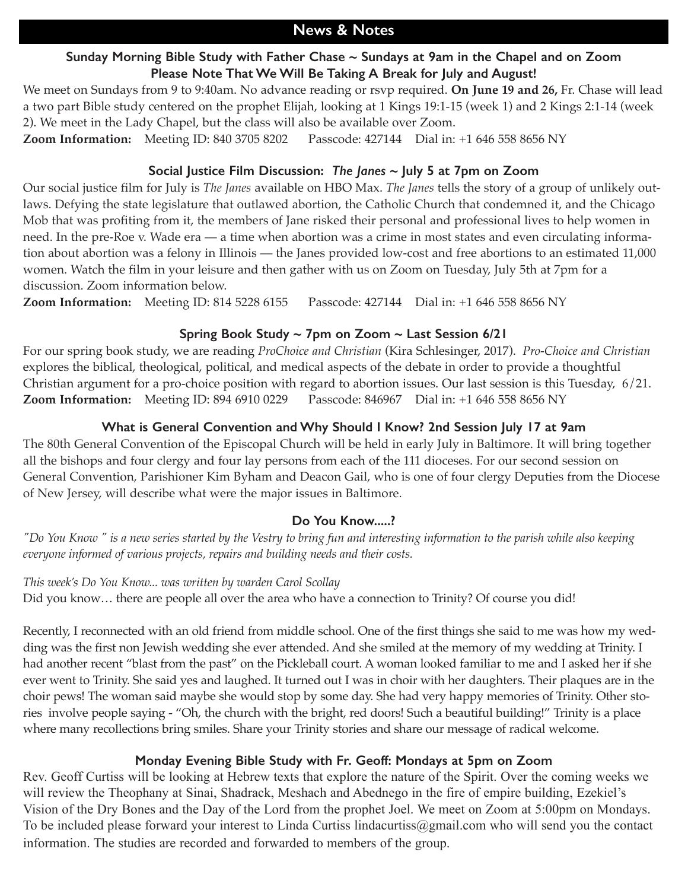## News & Notes

### Sunday Morning Bible Study with Father Chase ~ Sundays at 9am in the Chapel and on Zoom
### Please Note That We Will Be Taking A Break for July and August!

We meet on Sundays from 9 to 9:40am. No advance reading or rsvp required. **On June 19 and 26,** Fr. Chase will lead a two part Bible study centered on the prophet Elijah, looking at 1 Kings 19:1-15 (week 1) and 2 Kings 2:1-14 (week 2). We meet in the Lady Chapel, but the class will also be available over Zoom.

**Zoom Information:** Meeting ID: 840 3705 8202 Passcode: 427144 Dial in: +1 646 558 8656 NY

### Social Justice Film Discussion: *The Janes* ~ July 5 at 7pm on Zoom

Our social justice film for July is *The Janes* available on HBO Max. *The Janes* tells the story of a group of unlikely outlaws. Defying the state legislature that outlawed abortion, the Catholic Church that condemned it, and the Chicago Mob that was profiting from it, the members of Jane risked their personal and professional lives to help women in need. In the pre-Roe v. Wade era — a time when abortion was a crime in most states and even circulating information about abortion was a felony in Illinois — the Janes provided low-cost and free abortions to an estimated 11,000 women. Watch the film in your leisure and then gather with us on Zoom on Tuesday, July 5th at 7pm for a discussion. Zoom information below.

**Zoom Information:** Meeting ID: 814 5228 6155 Passcode: 427144 Dial in: +1 646 558 8656 NY

### Spring Book Study ~ 7pm on Zoom ~ Last Session 6/21

For our spring book study, we are reading *ProChoice and Christian* (Kira Schlesinger, 2017). *Pro-Choice and Christian* explores the biblical, theological, political, and medical aspects of the debate in order to provide a thoughtful Christian argument for a pro-choice position with regard to abortion issues. Our last session is this Tuesday, 6/21.

**Zoom Information:** Meeting ID: 894 6910 0229 Passcode: 846967 Dial in: +1 646 558 8656 NY

### What is General Convention and Why Should I Know? 2nd Session July 17 at 9am

The 80th General Convention of the Episcopal Church will be held in early July in Baltimore. It will bring together all the bishops and four clergy and four lay persons from each of the 111 dioceses. For our second session on General Convention, Parishioner Kim Byham and Deacon Gail, who is one of four clergy Deputies from the Diocese of New Jersey, will describe what were the major issues in Baltimore.

### Do You Know.....?

*"Do You Know " is a new series started by the Vestry to bring fun and interesting information to the parish while also keeping everyone informed of various projects, repairs and building needs and their costs.*

*This week's Do You Know... was written by warden Carol Scollay*

Did you know… there are people all over the area who have a connection to Trinity? Of course you did!

Recently, I reconnected with an old friend from middle school. One of the first things she said to me was how my wedding was the first non Jewish wedding she ever attended. And she smiled at the memory of my wedding at Trinity. I had another recent "blast from the past" on the Pickleball court. A woman looked familiar to me and I asked her if she ever went to Trinity. She said yes and laughed. It turned out I was in choir with her daughters. Their plaques are in the choir pews! The woman said maybe she would stop by some day. She had very happy memories of Trinity. Other stories involve people saying - "Oh, the church with the bright, red doors! Such a beautiful building!" Trinity is a place where many recollections bring smiles. Share your Trinity stories and share our message of radical welcome.

### Monday Evening Bible Study with Fr. Geoff: Mondays at 5pm on Zoom

Rev. Geoff Curtiss will be looking at Hebrew texts that explore the nature of the Spirit. Over the coming weeks we will review the Theophany at Sinai, Shadrack, Meshach and Abednego in the fire of empire building, Ezekiel's Vision of the Dry Bones and the Day of the Lord from the prophet Joel. We meet on Zoom at 5:00pm on Mondays. To be included please forward your interest to Linda Curtiss lindacurtiss@gmail.com who will send you the contact information. The studies are recorded and forwarded to members of the group.